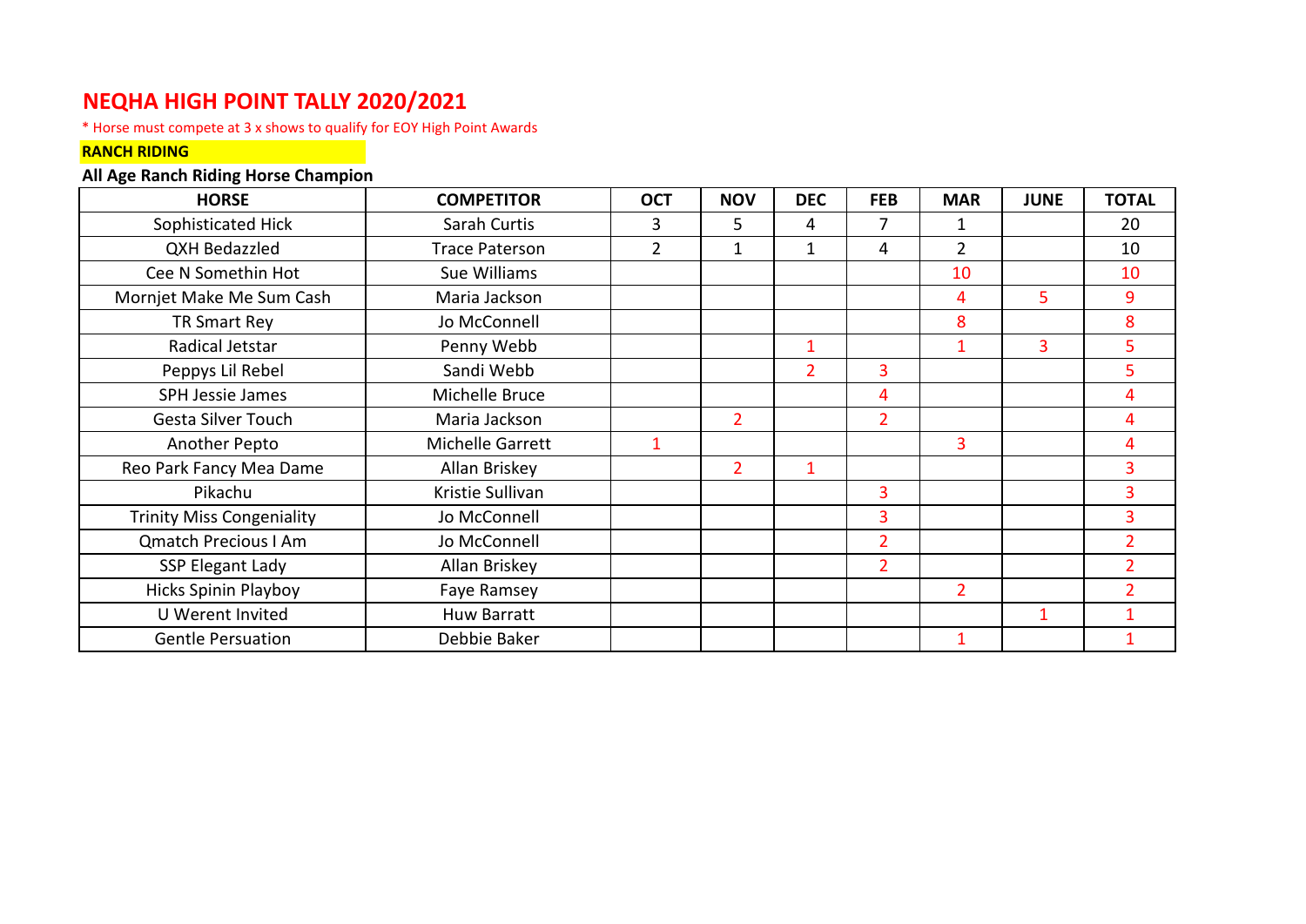# NEQHA HIGH POINT TALLY 2020/2021

* Horse must compete at 3 x shows to qualify for EOY High Point Awards

**RANCH RIDING**

**All Age Ranch Riding Horse Champion**

| HORSE | COMPETITOR | OCT | NOV | DEC | FEB | MAR | JUNE | TOTAL |
|---|---|---|---|---|---|---|---|---|
| Sophisticated Hick | Sarah Curtis | 3 | 5 | 4 | 7 | 1 | | 20 |
| QXH Bedazzled | Trace Paterson | 2 | 1 | 1 | 4 | 2 | | 10 |
| Cee N Somethin Hot | Sue Williams | | | | | 10 | | 10 |
| Mornjet Make Me Sum Cash | Maria Jackson | | | | | 4 | 5 | 9 |
| TR Smart Rey | Jo McConnell | | | | | 8 | | 8 |
| Radical Jetstar | Penny Webb | | | 1 | | 1 | 3 | 5 |
| Peppys Lil Rebel | Sandi Webb | | | 2 | 3 | | | 5 |
| SPH Jessie James | Michelle Bruce | | | | 4 | | | 4 |
| Gesta Silver Touch | Maria Jackson | | 2 | | 2 | | | 4 |
| Another Pepto | Michelle Garrett | 1 | | | | 3 | | 4 |
| Reo Park Fancy Mea Dame | Allan Briskey | | 2 | 1 | | | | 3 |
| Pikachu | Kristie Sullivan | | | | 3 | | | 3 |
| Trinity Miss Congeniality | Jo McConnell | | | | 3 | | | 3 |
| Qmatch Precious I Am | Jo McConnell | | | | 2 | | | 2 |
| SSP Elegant Lady | Allan Briskey | | | | 2 | | | 2 |
| Hicks Spinin Playboy | Faye Ramsey | | | | | 2 | | 2 |
| U Werent Invited | Huw Barratt | | | | | | 1 | 1 |
| Gentle Persuation | Debbie Baker | | | | | 1 | | 1 |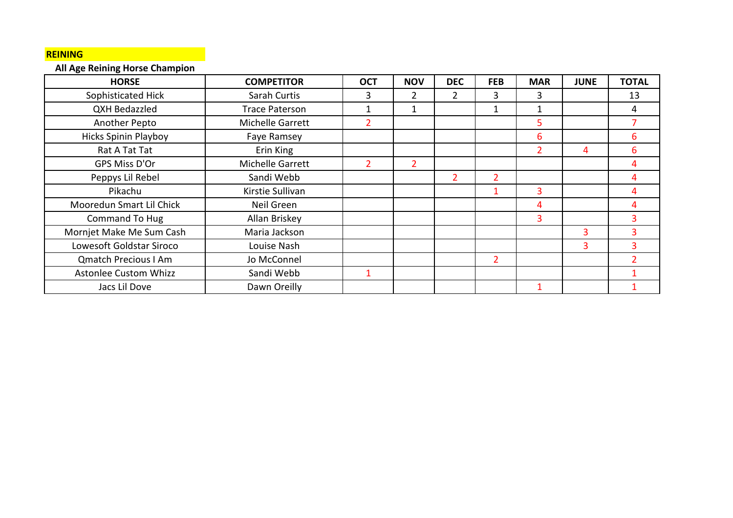**REINING**

**All Age Reining Horse Champion**

| HORSE | COMPETITOR | OCT | NOV | DEC | FEB | MAR | JUNE | TOTAL |
|---|---|---|---|---|---|---|---|---|
| Sophisticated Hick | Sarah Curtis | 3 | 2 | 2 | 3 | 3 | | 13 |
| QXH Bedazzled | Trace Paterson | 1 | 1 | | 1 | 1 | | 4 |
| Another Pepto | Michelle Garrett | 2 | | | | 5 | | 7 |
| Hicks Spinin Playboy | Faye Ramsey | | | | | 6 | | 6 |
| Rat A Tat Tat | Erin King | | | | | 2 | 4 | 6 |
| GPS Miss D'Or | Michelle Garrett | 2 | 2 | | | | | 4 |
| Peppys Lil Rebel | Sandi Webb | | | 2 | 2 | | | 4 |
| Pikachu | Kirstie Sullivan | | | | 1 | 3 | | 4 |
| Mooredun Smart Lil Chick | Neil Green | | | | | 4 | | 4 |
| Command To Hug | Allan Briskey | | | | | 3 | | 3 |
| Mornjet Make Me Sum Cash | Maria Jackson | | | | | | 3 | 3 |
| Lowesoft Goldstar Siroco | Louise Nash | | | | | | 3 | 3 |
| Qmatch Precious I Am | Jo McConnel | | | | 2 | | | 2 |
| Astonlee Custom Whizz | Sandi Webb | 1 | | | | | | 1 |
| Jacs Lil Dove | Dawn Oreilly | | | | | 1 | | 1 |